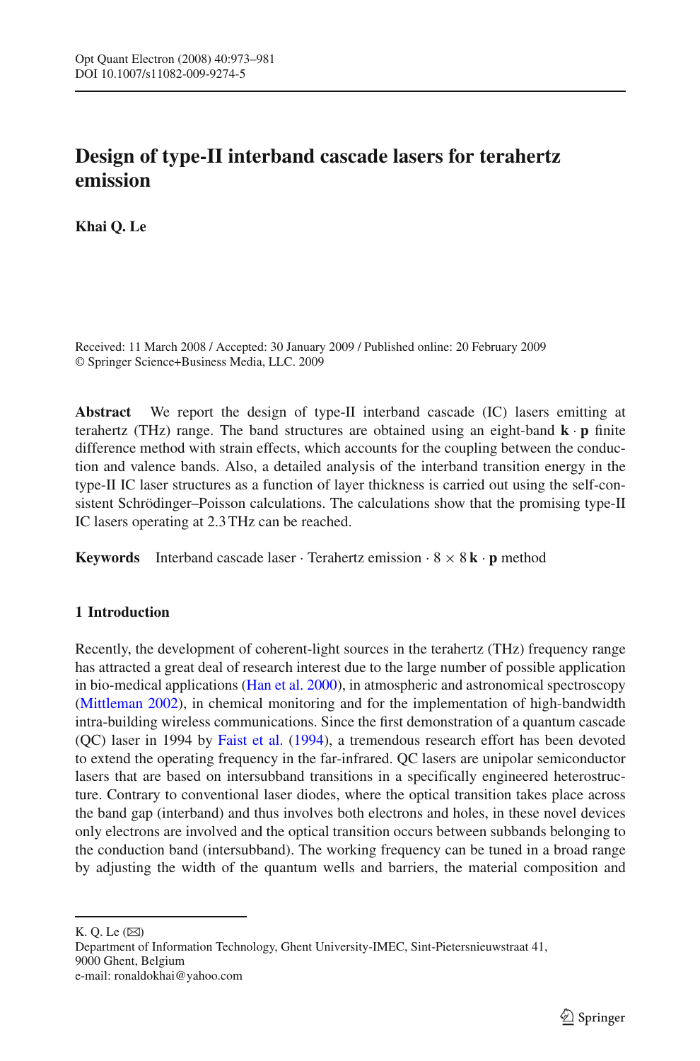# Design of type-II interband cascade lasers for terahertz emission

**Khai Q. Le**

Received: 11 March 2008 / Accepted: 30 January 2009 / Published online: 20 February 2009
© Springer Science+Business Media, LLC. 2009

**Abstract** We report the design of type-II interband cascade (IC) lasers emitting at terahertz (THz) range. The band structures are obtained using an eight-band $\mathbf{k} \cdot \mathbf{p}$ finite difference method with strain effects, which accounts for the coupling between the conduction and valence bands. Also, a detailed analysis of the interband transition energy in the type-II IC laser structures as a function of layer thickness is carried out using the self-consistent Schrödinger–Poisson calculations. The calculations show that the promising type-II IC lasers operating at 2.3 THz can be reached.

**Keywords** Interband cascade laser · Terahertz emission · $8 \times 8$ $\mathbf{k} \cdot \mathbf{p}$ method

## 1 Introduction

Recently, the development of coherent-light sources in the terahertz (THz) frequency range has attracted a great deal of research interest due to the large number of possible application in bio-medical applications (Han et al. 2000), in atmospheric and astronomical spectroscopy (Mittleman 2002), in chemical monitoring and for the implementation of high-bandwidth intra-building wireless communications. Since the first demonstration of a quantum cascade (QC) laser in 1994 by Faist et al. (1994), a tremendous research effort has been devoted to extend the operating frequency in the far-infrared. QC lasers are unipolar semiconductor lasers that are based on intersubband transitions in a specifically engineered heterostructure. Contrary to conventional laser diodes, where the optical transition takes place across the band gap (interband) and thus involves both electrons and holes, in these novel devices only electrons are involved and the optical transition occurs between subbands belonging to the conduction band (intersubband). The working frequency can be tuned in a broad range by adjusting the width of the quantum wells and barriers, the material composition and

---

K. Q. Le (✉)
Department of Information Technology, Ghent University-IMEC, Sint-Pietersnieuwstraat 41, 9000 Ghent, Belgium
e-mail: ronaldokhai@yahoo.com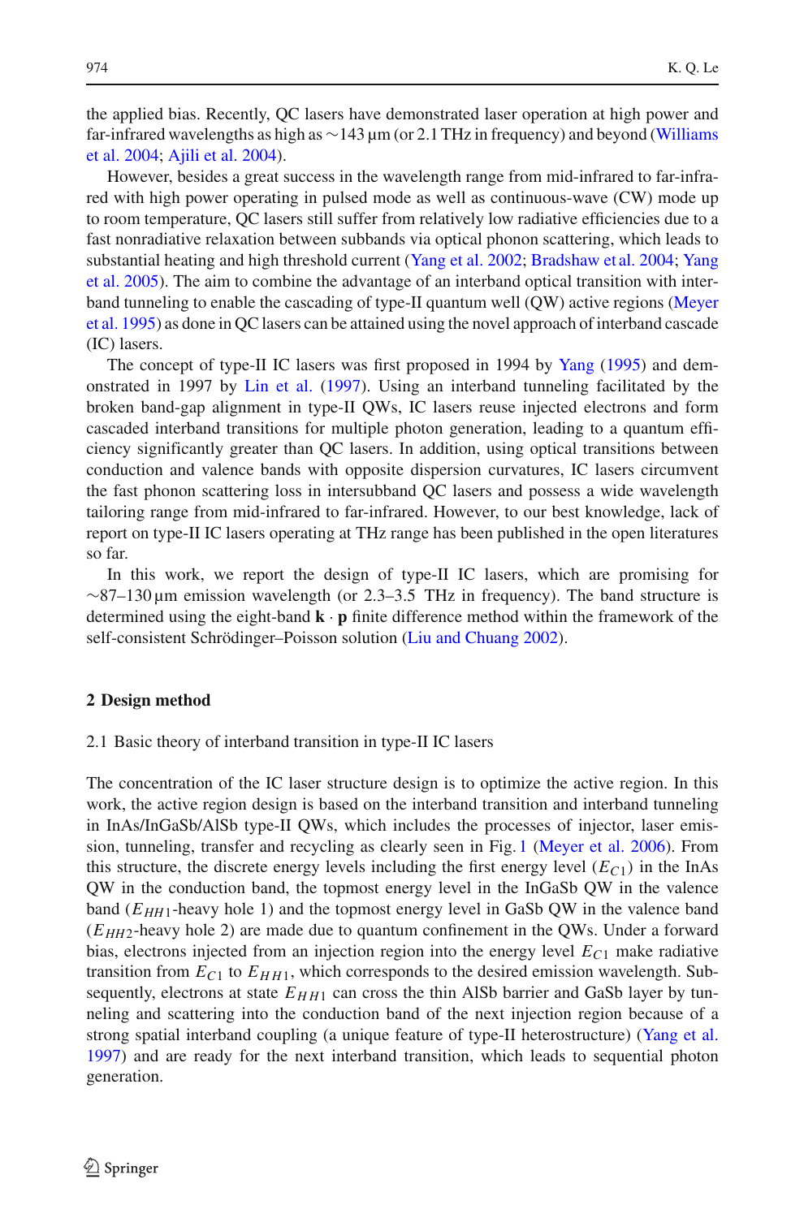the applied bias. Recently, QC lasers have demonstrated laser operation at high power and far-infrared wavelengths as high as ∼143 μm (or 2.1 THz in frequency) and beyond (Williams et al. 2004; Ajili et al. 2004).

However, besides a great success in the wavelength range from mid-infrared to far-infrared with high power operating in pulsed mode as well as continuous-wave (CW) mode up to room temperature, QC lasers still suffer from relatively low radiative efficiencies due to a fast nonradiative relaxation between subbands via optical phonon scattering, which leads to substantial heating and high threshold current (Yang et al. 2002; Bradshaw et al. 2004; Yang et al. 2005). The aim to combine the advantage of an interband optical transition with interband tunneling to enable the cascading of type-II quantum well (QW) active regions (Meyer et al. 1995) as done in QC lasers can be attained using the novel approach of interband cascade (IC) lasers.

The concept of type-II IC lasers was first proposed in 1994 by Yang (1995) and demonstrated in 1997 by Lin et al. (1997). Using an interband tunneling facilitated by the broken band-gap alignment in type-II QWs, IC lasers reuse injected electrons and form cascaded interband transitions for multiple photon generation, leading to a quantum efficiency significantly greater than QC lasers. In addition, using optical transitions between conduction and valence bands with opposite dispersion curvatures, IC lasers circumvent the fast phonon scattering loss in intersubband QC lasers and possess a wide wavelength tailoring range from mid-infrared to far-infrared. However, to our best knowledge, lack of report on type-II IC lasers operating at THz range has been published in the open literatures so far.

In this work, we report the design of type-II IC lasers, which are promising for ∼87–130 μm emission wavelength (or 2.3–3.5 THz in frequency). The band structure is determined using the eight-band $\mathbf{k} \cdot \mathbf{p}$ finite difference method within the framework of the self-consistent Schrödinger–Poisson solution (Liu and Chuang 2002).

## 2 Design method

### 2.1 Basic theory of interband transition in type-II IC lasers

The concentration of the IC laser structure design is to optimize the active region. In this work, the active region design is based on the interband transition and interband tunneling in InAs/InGaSb/AlSb type-II QWs, which includes the processes of injector, laser emission, tunneling, transfer and recycling as clearly seen in Fig. 1 (Meyer et al. 2006). From this structure, the discrete energy levels including the first energy level ($E_{C1}$) in the InAs QW in the conduction band, the topmost energy level in the InGaSb QW in the valence band ($E_{HH1}$-heavy hole 1) and the topmost energy level in GaSb QW in the valence band ($E_{HH2}$-heavy hole 2) are made due to quantum confinement in the QWs. Under a forward bias, electrons injected from an injection region into the energy level $E_{C1}$ make radiative transition from $E_{C1}$ to $E_{HH1}$, which corresponds to the desired emission wavelength. Subsequently, electrons at state $E_{HH1}$ can cross the thin AlSb barrier and GaSb layer by tunneling and scattering into the conduction band of the next injection region because of a strong spatial interband coupling (a unique feature of type-II heterostructure) (Yang et al. 1997) and are ready for the next interband transition, which leads to sequential photon generation.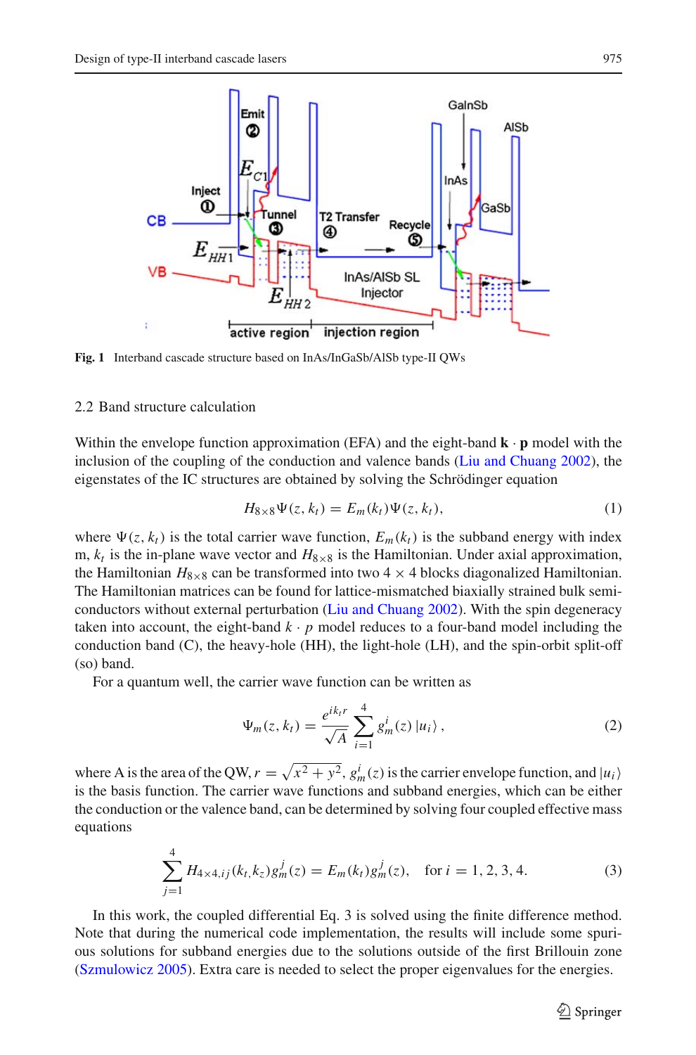Fig. 1 Interband cascade structure based on InAs/InGaSb/AlSb type-II QWs

### 2.2 Band structure calculation

Within the envelope function approximation (EFA) and the eight-band $\mathbf{k} \cdot \mathbf{p}$ model with the inclusion of the coupling of the conduction and valence bands (Liu and Chuang 2002), the eigenstates of the IC structures are obtained by solving the Schrödinger equation

$$H_{8\times 8}\Psi(z, k_t) = E_m(k_t)\Psi(z, k_t), \tag{1}$$

where $\Psi(z, k_t)$ is the total carrier wave function, $E_m(k_t)$ is the subband energy with index m, $k_t$ is the in-plane wave vector and $H_{8\times 8}$ is the Hamiltonian. Under axial approximation, the Hamiltonian $H_{8\times 8}$ can be transformed into two $4 \times 4$ blocks diagonalized Hamiltonian. The Hamiltonian matrices can be found for lattice-mismatched biaxially strained bulk semiconductors without external perturbation (Liu and Chuang 2002). With the spin degeneracy taken into account, the eight-band $k \cdot p$ model reduces to a four-band model including the conduction band (C), the heavy-hole (HH), the light-hole (LH), and the spin-orbit split-off (so) band.

For a quantum well, the carrier wave function can be written as

$$\Psi_m(z, k_t) = \frac{e^{ik_t r}}{\sqrt{A}} \sum_{i=1}^{4} g_m^i(z)\, |u_i\rangle\,, \tag{2}$$

where A is the area of the QW, $r = \sqrt{x^2 + y^2}$, $g_m^i(z)$ is the carrier envelope function, and $|u_i\rangle$ is the basis function. The carrier wave functions and subband energies, which can be either the conduction or the valence band, can be determined by solving four coupled effective mass equations

$$\sum_{j=1}^{4} H_{4\times 4,ij}(k_t, k_z) g_m^j(z) = E_m(k_t) g_m^j(z), \quad \text{for } i = 1, 2, 3, 4. \tag{3}$$

In this work, the coupled differential Eq. 3 is solved using the finite difference method. Note that during the numerical code implementation, the results will include some spurious solutions for subband energies due to the solutions outside of the first Brillouin zone (Szmulowicz 2005). Extra care is needed to select the proper eigenvalues for the energies.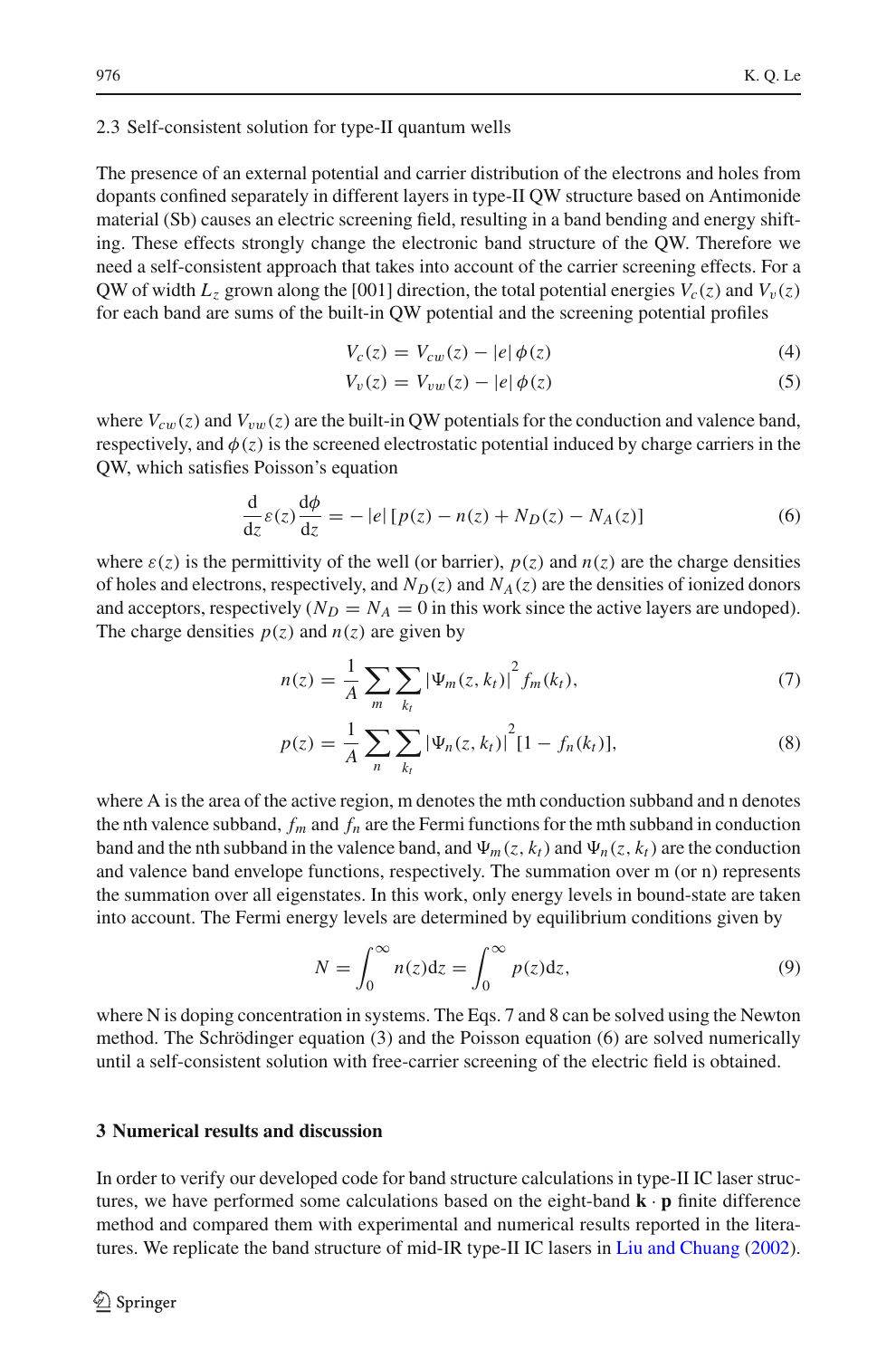### 2.3 Self-consistent solution for type-II quantum wells

The presence of an external potential and carrier distribution of the electrons and holes from dopants confined separately in different layers in type-II QW structure based on Antimonide material (Sb) causes an electric screening field, resulting in a band bending and energy shifting. These effects strongly change the electronic band structure of the QW. Therefore we need a self-consistent approach that takes into account of the carrier screening effects. For a QW of width $L_z$ grown along the [001] direction, the total potential energies $V_c(z)$ and $V_v(z)$ for each band are sums of the built-in QW potential and the screening potential profiles

$$V_c(z) = V_{cw}(z) - |e|\,\phi(z) \tag{4}$$

$$V_v(z) = V_{vw}(z) - |e|\,\phi(z) \tag{5}$$

where $V_{cw}(z)$ and $V_{vw}(z)$ are the built-in QW potentials for the conduction and valence band, respectively, and $\phi(z)$ is the screened electrostatic potential induced by charge carriers in the QW, which satisfies Poisson's equation

$$\frac{\mathrm{d}}{\mathrm{d}z}\varepsilon(z)\frac{\mathrm{d}\phi}{\mathrm{d}z} = -|e|\left[p(z) - n(z) + N_D(z) - N_A(z)\right] \tag{6}$$

where $\varepsilon(z)$ is the permittivity of the well (or barrier), $p(z)$ and $n(z)$ are the charge densities of holes and electrons, respectively, and $N_D(z)$ and $N_A(z)$ are the densities of ionized donors and acceptors, respectively ($N_D = N_A = 0$ in this work since the active layers are undoped). The charge densities $p(z)$ and $n(z)$ are given by

$$n(z) = \frac{1}{A}\sum_{m}\sum_{k_t}\left|\Psi_m(z,k_t)\right|^2 f_m(k_t), \tag{7}$$

$$p(z) = \frac{1}{A}\sum_{n}\sum_{k_t}\left|\Psi_n(z,k_t)\right|^2 \left[1 - f_n(k_t)\right], \tag{8}$$

where A is the area of the active region, m denotes the mth conduction subband and n denotes the nth valence subband, $f_m$ and $f_n$ are the Fermi functions for the mth subband in conduction band and the nth subband in the valence band, and $\Psi_m(z,k_t)$ and $\Psi_n(z,k_t)$ are the conduction and valence band envelope functions, respectively. The summation over m (or n) represents the summation over all eigenstates. In this work, only energy levels in bound-state are taken into account. The Fermi energy levels are determined by equilibrium conditions given by

$$N = \int_0^{\infty} n(z)\mathrm{d}z = \int_0^{\infty} p(z)\mathrm{d}z, \tag{9}$$

where N is doping concentration in systems. The Eqs. 7 and 8 can be solved using the Newton method. The Schrödinger equation (3) and the Poisson equation (6) are solved numerically until a self-consistent solution with free-carrier screening of the electric field is obtained.

## 3 Numerical results and discussion

In order to verify our developed code for band structure calculations in type-II IC laser structures, we have performed some calculations based on the eight-band $\mathbf{k}\cdot\mathbf{p}$ finite difference method and compared them with experimental and numerical results reported in the literatures. We replicate the band structure of mid-IR type-II IC lasers in Liu and Chuang (2002).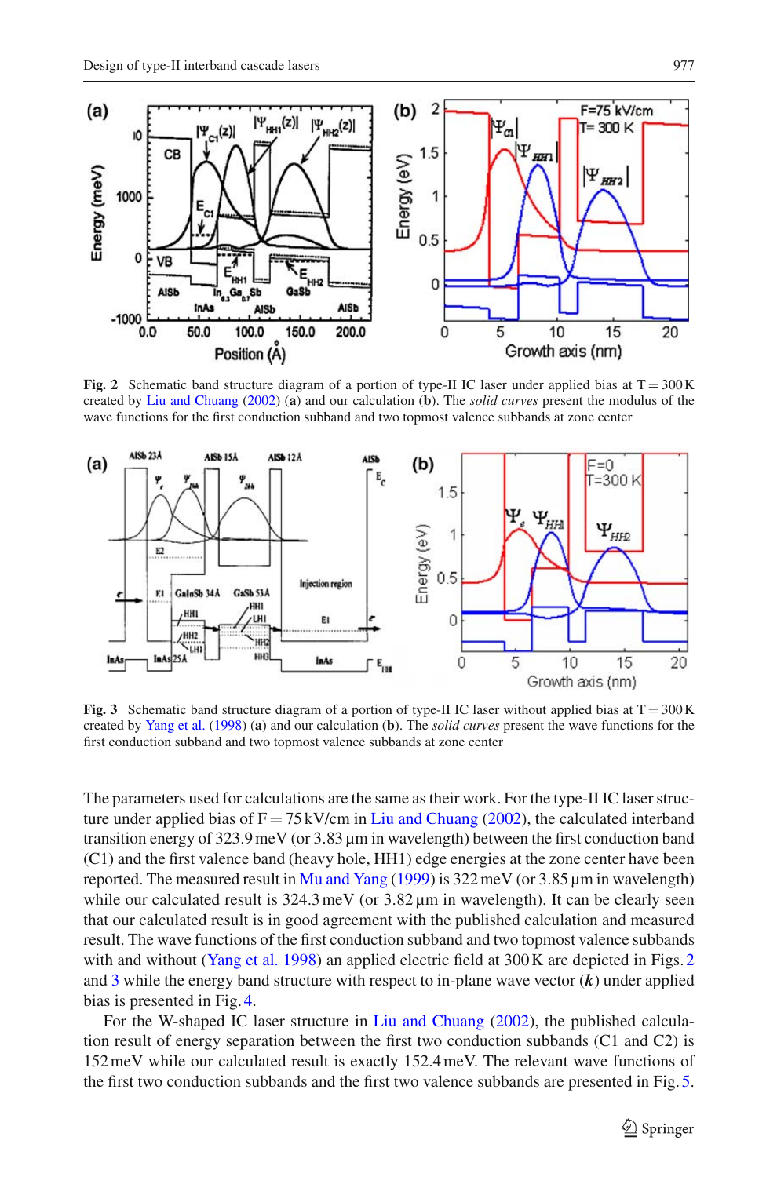**Fig. 2** Schematic band structure diagram of a portion of type-II IC laser under applied bias at T = 300 K created by Liu and Chuang (2002) (**a**) and our calculation (**b**). The *solid curves* present the modulus of the wave functions for the first conduction subband and two topmost valence subbands at zone center

**Fig. 3** Schematic band structure diagram of a portion of type-II IC laser without applied bias at T = 300 K created by Yang et al. (1998) (**a**) and our calculation (**b**). The *solid curves* present the wave functions for the first conduction subband and two topmost valence subbands at zone center

The parameters used for calculations are the same as their work. For the type-II IC laser structure under applied bias of F = 75 kV/cm in Liu and Chuang (2002), the calculated interband transition energy of 323.9 meV (or 3.83 μm in wavelength) between the first conduction band (C1) and the first valence band (heavy hole, HH1) edge energies at the zone center have been reported. The measured result in Mu and Yang (1999) is 322 meV (or 3.85 μm in wavelength) while our calculated result is 324.3 meV (or 3.82 μm in wavelength). It can be clearly seen that our calculated result is in good agreement with the published calculation and measured result. The wave functions of the first conduction subband and two topmost valence subbands with and without (Yang et al. 1998) an applied electric field at 300 K are depicted in Figs. 2 and 3 while the energy band structure with respect to in-plane wave vector (***k***) under applied bias is presented in Fig. 4.

For the W-shaped IC laser structure in Liu and Chuang (2002), the published calculation result of energy separation between the first two conduction subbands (C1 and C2) is 152 meV while our calculated result is exactly 152.4 meV. The relevant wave functions of the first two conduction subbands and the first two valence subbands are presented in Fig. 5.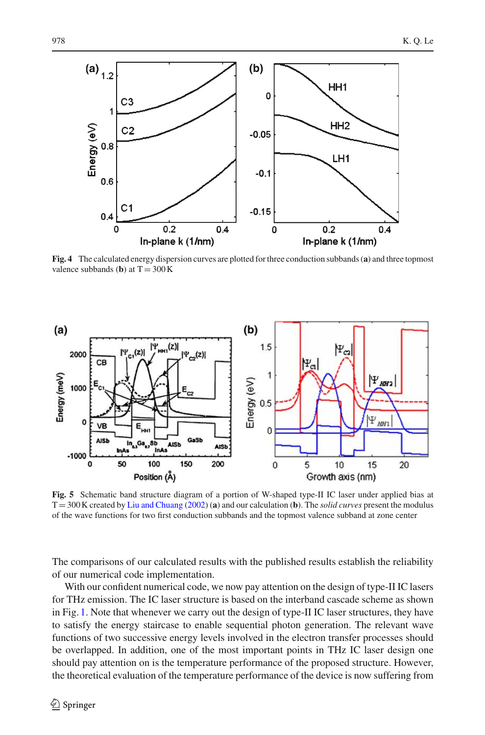**Fig. 4** The calculated energy dispersion curves are plotted for three conduction subbands (**a**) and three topmost valence subbands (**b**) at T = 300 K

**Fig. 5** Schematic band structure diagram of a portion of W-shaped type-II IC laser under applied bias at T = 300 K created by Liu and Chuang (2002) (**a**) and our calculation (**b**). The *solid curves* present the modulus of the wave functions for two first conduction subbands and the topmost valence subband at zone center

The comparisons of our calculated results with the published results establish the reliability of our numerical code implementation.

With our confident numerical code, we now pay attention on the design of type-II IC lasers for THz emission. The IC laser structure is based on the interband cascade scheme as shown in Fig. 1. Note that whenever we carry out the design of type-II IC laser structures, they have to satisfy the energy staircase to enable sequential photon generation. The relevant wave functions of two successive energy levels involved in the electron transfer processes should be overlapped. In addition, one of the most important points in THz IC laser design one should pay attention on is the temperature performance of the proposed structure. However, the theoretical evaluation of the temperature performance of the device is now suffering from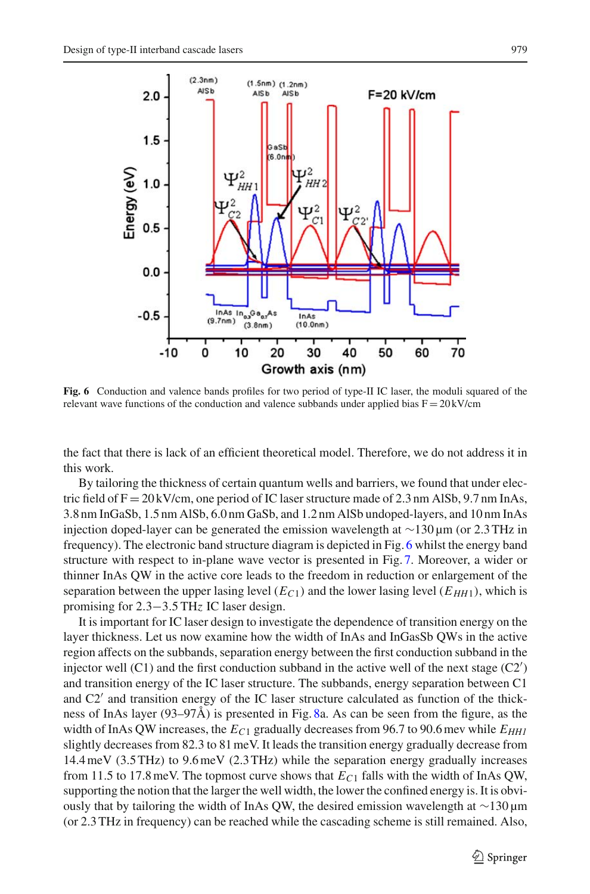**Fig. 6** Conduction and valence bands profiles for two period of type-II IC laser, the moduli squared of the relevant wave functions of the conduction and valence subbands under applied bias F = 20 kV/cm

the fact that there is lack of an efficient theoretical model. Therefore, we do not address it in this work.

By tailoring the thickness of certain quantum wells and barriers, we found that under electric field of F = 20 kV/cm, one period of IC laser structure made of 2.3 nm AlSb, 9.7 nm InAs, 3.8 nm InGaSb, 1.5 nm AlSb, 6.0 nm GaSb, and 1.2 nm AlSb undoped-layers, and 10 nm InAs injection doped-layer can be generated the emission wavelength at ∼130 μm (or 2.3 THz in frequency). The electronic band structure diagram is depicted in Fig. 6 whilst the energy band structure with respect to in-plane wave vector is presented in Fig. 7. Moreover, a wider or thinner InAs QW in the active core leads to the freedom in reduction or enlargement of the separation between the upper lasing level ($E_{C1}$) and the lower lasing level ($E_{HH1}$), which is promising for 2.3−3.5 THz IC laser design.

It is important for IC laser design to investigate the dependence of transition energy on the layer thickness. Let us now examine how the width of InAs and InGaSb QWs in the active region affects on the subbands, separation energy between the first conduction subband in the injector well (C1) and the first conduction subband in the active well of the next stage (C2′) and transition energy of the IC laser structure. The subbands, energy separation between C1 and C2′ and transition energy of the IC laser structure calculated as function of the thickness of InAs layer (93–97Å) is presented in Fig. 8a. As can be seen from the figure, as the width of InAs QW increases, the $E_{C1}$ gradually decreases from 96.7 to 90.6 mev while $E_{HH1}$ slightly decreases from 82.3 to 81 meV. It leads the transition energy gradually decrease from 14.4 meV (3.5 THz) to 9.6 meV (2.3 THz) while the separation energy gradually increases from 11.5 to 17.8 meV. The topmost curve shows that $E_{C1}$ falls with the width of InAs QW, supporting the notion that the larger the well width, the lower the confined energy is. It is obviously that by tailoring the width of InAs QW, the desired emission wavelength at ∼130 μm (or 2.3 THz in frequency) can be reached while the cascading scheme is still remained. Also,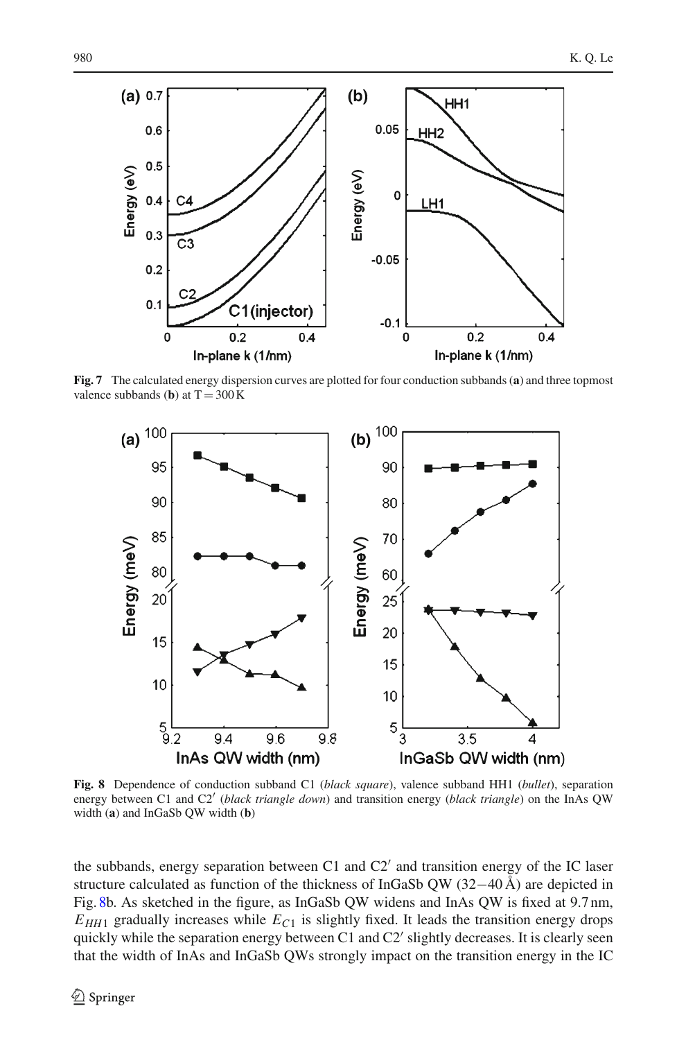**Fig. 7** The calculated energy dispersion curves are plotted for four conduction subbands (**a**) and three topmost valence subbands (**b**) at T = 300 K

**Fig. 8** Dependence of conduction subband C1 (*black square*), valence subband HH1 (*bullet*), separation energy between C1 and C2′ (*black triangle down*) and transition energy (*black triangle*) on the InAs QW width (**a**) and InGaSb QW width (**b**)

the subbands, energy separation between C1 and C2′ and transition energy of the IC laser structure calculated as function of the thickness of InGaSb QW (32−40 Å) are depicted in Fig. 8b. As sketched in the figure, as InGaSb QW widens and InAs QW is fixed at 9.7 nm, $E_{HH1}$ gradually increases while $E_{C1}$ is slightly fixed. It leads the transition energy drops quickly while the separation energy between C1 and C2′ slightly decreases. It is clearly seen that the width of InAs and InGaSb QWs strongly impact on the transition energy in the IC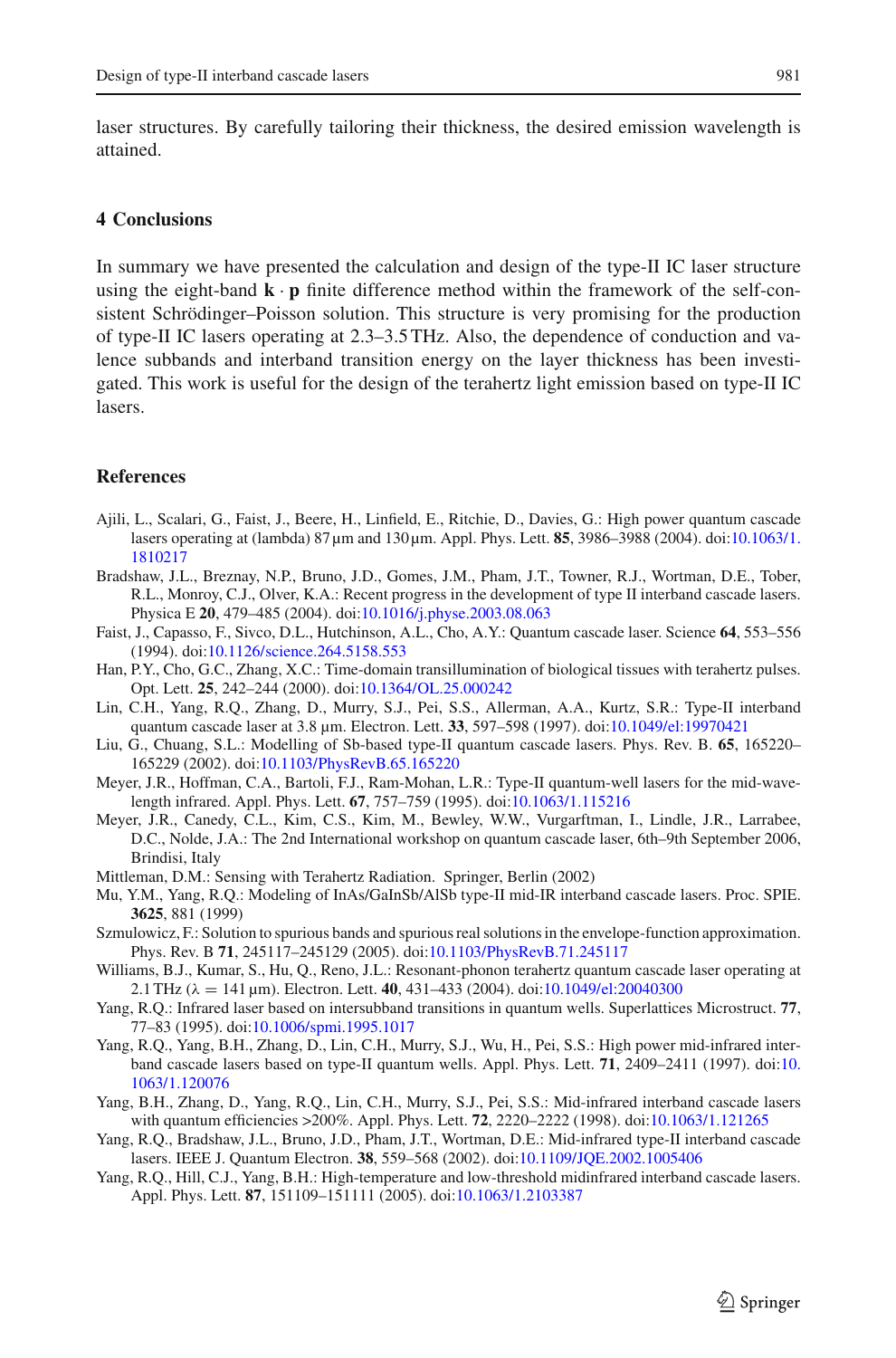laser structures. By carefully tailoring their thickness, the desired emission wavelength is attained.

## 4 Conclusions

In summary we have presented the calculation and design of the type-II IC laser structure using the eight-band $\mathbf{k} \cdot \mathbf{p}$ finite difference method within the framework of the self-consistent Schrödinger–Poisson solution. This structure is very promising for the production of type-II IC lasers operating at 2.3–3.5 THz. Also, the dependence of conduction and valence subbands and interband transition energy on the layer thickness has been investigated. This work is useful for the design of the terahertz light emission based on type-II IC lasers.

## References

Ajili, L., Scalari, G., Faist, J., Beere, H., Linfield, E., Ritchie, D., Davies, G.: High power quantum cascade lasers operating at (lambda) 87 µm and 130 µm. Appl. Phys. Lett. **85**, 3986–3988 (2004). doi:10.1063/1.1810217

Bradshaw, J.L., Breznay, N.P., Bruno, J.D., Gomes, J.M., Pham, J.T., Towner, R.J., Wortman, D.E., Tober, R.L., Monroy, C.J., Olver, K.A.: Recent progress in the development of type II interband cascade lasers. Physica E **20**, 479–485 (2004). doi:10.1016/j.physe.2003.08.063

Faist, J., Capasso, F., Sivco, D.L., Hutchinson, A.L., Cho, A.Y.: Quantum cascade laser. Science **64**, 553–556 (1994). doi:10.1126/science.264.5158.553

Han, P.Y., Cho, G.C., Zhang, X.C.: Time-domain transillumination of biological tissues with terahertz pulses. Opt. Lett. **25**, 242–244 (2000). doi:10.1364/OL.25.000242

Lin, C.H., Yang, R.Q., Zhang, D., Murry, S.J., Pei, S.S., Allerman, A.A., Kurtz, S.R.: Type-II interband quantum cascade laser at 3.8 µm. Electron. Lett. **33**, 597–598 (1997). doi:10.1049/el:19970421

Liu, G., Chuang, S.L.: Modelling of Sb-based type-II quantum cascade lasers. Phys. Rev. B. **65**, 165220–165229 (2002). doi:10.1103/PhysRevB.65.165220

Meyer, J.R., Hoffman, C.A., Bartoli, F.J., Ram-Mohan, L.R.: Type-II quantum-well lasers for the mid-wavelength infrared. Appl. Phys. Lett. **67**, 757–759 (1995). doi:10.1063/1.115216

Meyer, J.R., Canedy, C.L., Kim, C.S., Kim, M., Bewley, W.W., Vurgarftman, I., Lindle, J.R., Larrabee, D.C., Nolde, J.A.: The 2nd International workshop on quantum cascade laser, 6th–9th September 2006, Brindisi, Italy

Mittleman, D.M.: Sensing with Terahertz Radiation. Springer, Berlin (2002)

Mu, Y.M., Yang, R.Q.: Modeling of InAs/GaInSb/AlSb type-II mid-IR interband cascade lasers. Proc. SPIE. **3625**, 881 (1999)

Szmulowicz, F.: Solution to spurious bands and spurious real solutions in the envelope-function approximation. Phys. Rev. B **71**, 245117–245129 (2005). doi:10.1103/PhysRevB.71.245117

Williams, B.J., Kumar, S., Hu, Q., Reno, J.L.: Resonant-phonon terahertz quantum cascade laser operating at 2.1 THz ($\lambda = 141$ µm). Electron. Lett. **40**, 431–433 (2004). doi:10.1049/el:20040300

Yang, R.Q.: Infrared laser based on intersubband transitions in quantum wells. Superlattices Microstruct. **77**, 77–83 (1995). doi:10.1006/spmi.1995.1017

Yang, R.Q., Yang, B.H., Zhang, D., Lin, C.H., Murry, S.J., Wu, H., Pei, S.S.: High power mid-infrared interband cascade lasers based on type-II quantum wells. Appl. Phys. Lett. **71**, 2409–2411 (1997). doi:10.1063/1.120076

Yang, B.H., Zhang, D., Yang, R.Q., Lin, C.H., Murry, S.J., Pei, S.S.: Mid-infrared interband cascade lasers with quantum efficiencies >200%. Appl. Phys. Lett. **72**, 2220–2222 (1998). doi:10.1063/1.121265

Yang, R.Q., Bradshaw, J.L., Bruno, J.D., Pham, J.T., Wortman, D.E.: Mid-infrared type-II interband cascade lasers. IEEE J. Quantum Electron. **38**, 559–568 (2002). doi:10.1109/JQE.2002.1005406

Yang, R.Q., Hill, C.J., Yang, B.H.: High-temperature and low-threshold midinfrared interband cascade lasers. Appl. Phys. Lett. **87**, 151109–151111 (2005). doi:10.1063/1.2103387